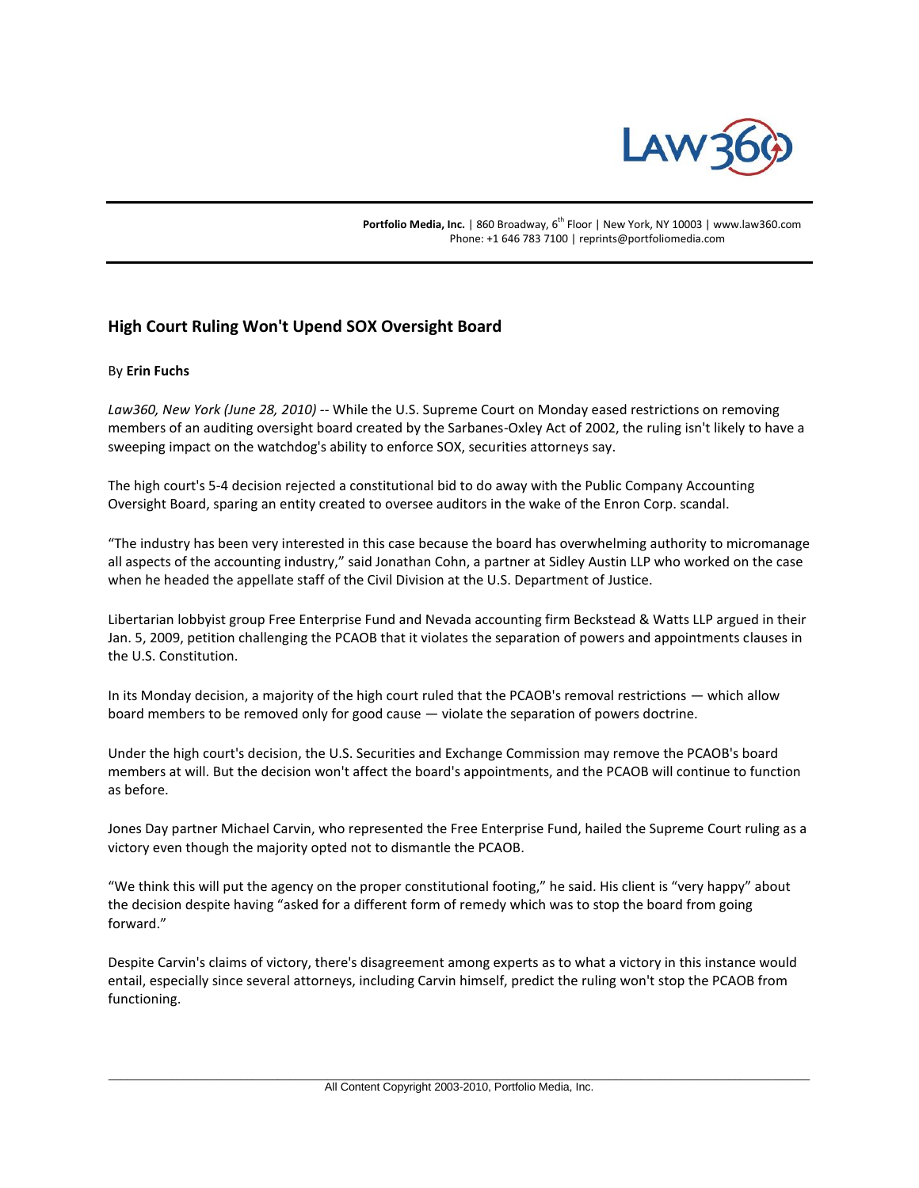Portfolio Media, Inc. | 860 Broadway, 6th Floor | New York, NY 10003 | www.law360.com
Phone: +1 646 783 7100 | reprints@portfoliomedia.com

## High Court Ruling Won't Upend SOX Oversight Board

By **Erin Fuchs**

*Law360, New York (June 28, 2010)* -- While the U.S. Supreme Court on Monday eased restrictions on removing members of an auditing oversight board created by the Sarbanes-Oxley Act of 2002, the ruling isn't likely to have a sweeping impact on the watchdog's ability to enforce SOX, securities attorneys say.

The high court's 5-4 decision rejected a constitutional bid to do away with the Public Company Accounting Oversight Board, sparing an entity created to oversee auditors in the wake of the Enron Corp. scandal.

"The industry has been very interested in this case because the board has overwhelming authority to micromanage all aspects of the accounting industry," said Jonathan Cohn, a partner at Sidley Austin LLP who worked on the case when he headed the appellate staff of the Civil Division at the U.S. Department of Justice.

Libertarian lobbyist group Free Enterprise Fund and Nevada accounting firm Beckstead & Watts LLP argued in their Jan. 5, 2009, petition challenging the PCAOB that it violates the separation of powers and appointments clauses in the U.S. Constitution.

In its Monday decision, a majority of the high court ruled that the PCAOB's removal restrictions — which allow board members to be removed only for good cause — violate the separation of powers doctrine.

Under the high court's decision, the U.S. Securities and Exchange Commission may remove the PCAOB's board members at will. But the decision won't affect the board's appointments, and the PCAOB will continue to function as before.

Jones Day partner Michael Carvin, who represented the Free Enterprise Fund, hailed the Supreme Court ruling as a victory even though the majority opted not to dismantle the PCAOB.

"We think this will put the agency on the proper constitutional footing," he said. His client is "very happy" about the decision despite having "asked for a different form of remedy which was to stop the board from going forward."

Despite Carvin's claims of victory, there's disagreement among experts as to what a victory in this instance would entail, especially since several attorneys, including Carvin himself, predict the ruling won't stop the PCAOB from functioning.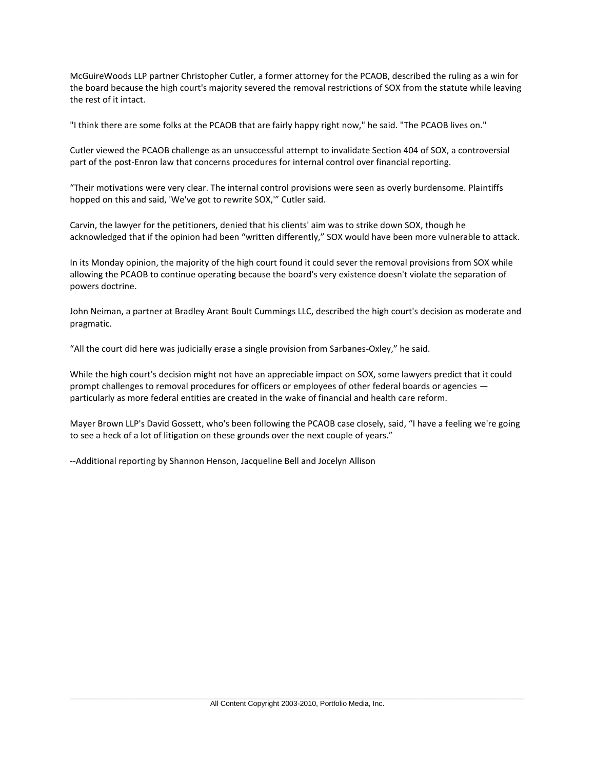McGuireWoods LLP partner Christopher Cutler, a former attorney for the PCAOB, described the ruling as a win for the board because the high court's majority severed the removal restrictions of SOX from the statute while leaving the rest of it intact.

"I think there are some folks at the PCAOB that are fairly happy right now," he said. "The PCAOB lives on."

Cutler viewed the PCAOB challenge as an unsuccessful attempt to invalidate Section 404 of SOX, a controversial part of the post-Enron law that concerns procedures for internal control over financial reporting.

"Their motivations were very clear. The internal control provisions were seen as overly burdensome. Plaintiffs hopped on this and said, 'We've got to rewrite SOX,'" Cutler said.

Carvin, the lawyer for the petitioners, denied that his clients' aim was to strike down SOX, though he acknowledged that if the opinion had been "written differently," SOX would have been more vulnerable to attack.

In its Monday opinion, the majority of the high court found it could sever the removal provisions from SOX while allowing the PCAOB to continue operating because the board's very existence doesn't violate the separation of powers doctrine.

John Neiman, a partner at Bradley Arant Boult Cummings LLC, described the high court's decision as moderate and pragmatic.

"All the court did here was judicially erase a single provision from Sarbanes-Oxley," he said.

While the high court's decision might not have an appreciable impact on SOX, some lawyers predict that it could prompt challenges to removal procedures for officers or employees of other federal boards or agencies — particularly as more federal entities are created in the wake of financial and health care reform.

Mayer Brown LLP's David Gossett, who's been following the PCAOB case closely, said, "I have a feeling we're going to see a heck of a lot of litigation on these grounds over the next couple of years."

--Additional reporting by Shannon Henson, Jacqueline Bell and Jocelyn Allison

All Content Copyright 2003-2010, Portfolio Media, Inc.